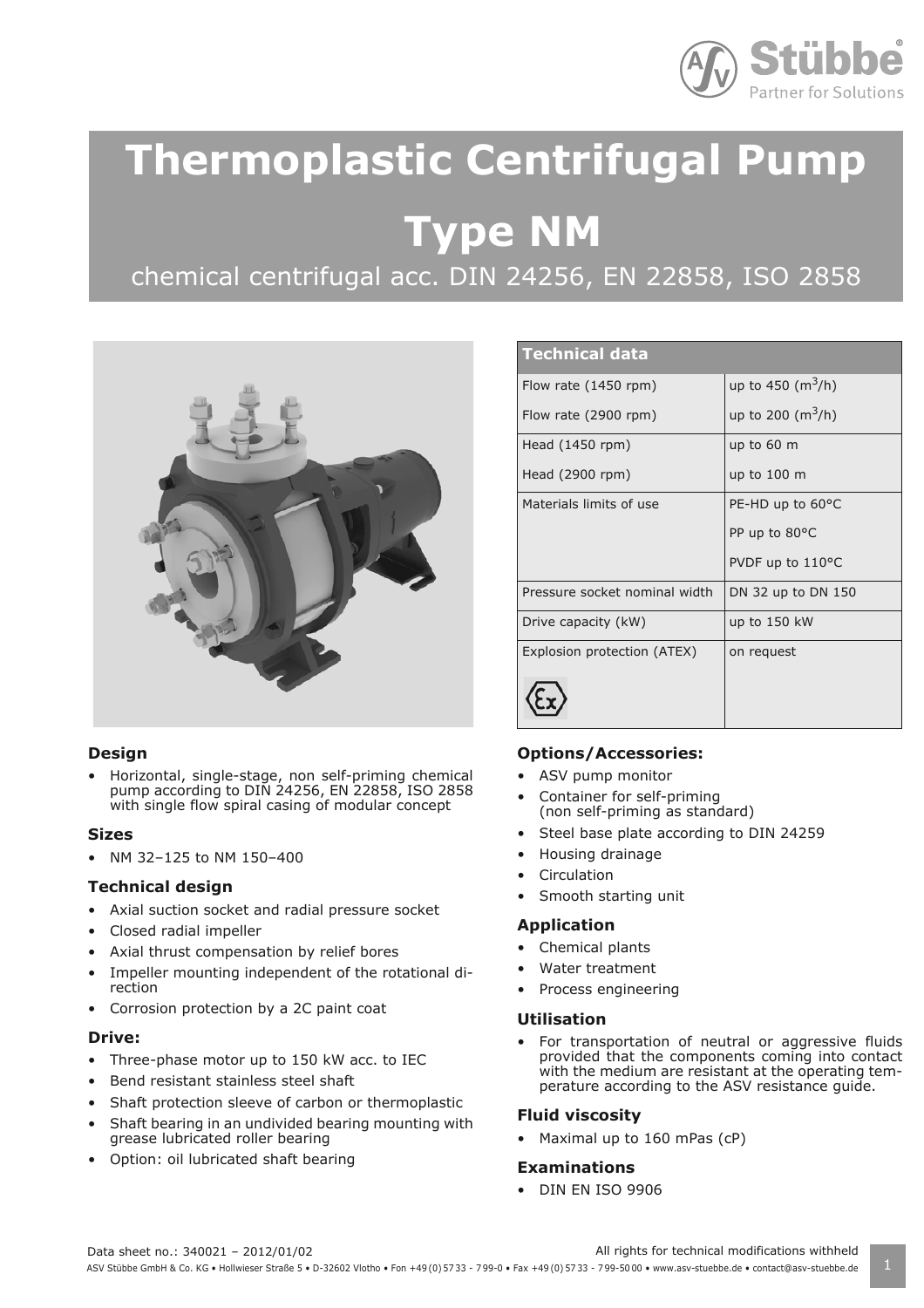# Thermoplastic Centrifugal Pump

# Type NM

chemical centrifugal acc. DIN 24256, EN 22858, ISO 2858

| Technical data | |
|---|---|
| Flow rate (1450 rpm) | up to 450 ($m^3$/h) |
| Flow rate (2900 rpm) | up to 200 ($m^3$/h) |
| Head (1450 rpm) | up to 60 m |
| Head (2900 rpm) | up to 100 m |
| Materials limits of use | PE-HD up to 60°C<br>PP up to 80°C<br>PVDF up to 110°C |
| Pressure socket nominal width | DN 32 up to DN 150 |
| Drive capacity (kW) | up to 150 kW |
| Explosion protection (ATEX) | on request |

### Design

- Horizontal, single-stage, non self-priming chemical pump according to DIN 24256, EN 22858, ISO 2858 with single flow spiral casing of modular concept

### Sizes

- NM 32–125 to NM 150–400

### Technical design

- Axial suction socket and radial pressure socket
- Closed radial impeller
- Axial thrust compensation by relief bores
- Impeller mounting independent of the rotational direction
- Corrosion protection by a 2C paint coat

### Drive:

- Three-phase motor up to 150 kW acc. to IEC
- Bend resistant stainless steel shaft
- Shaft protection sleeve of carbon or thermoplastic
- Shaft bearing in an undivided bearing mounting with grease lubricated roller bearing
- Option: oil lubricated shaft bearing

### Options/Accessories:

- ASV pump monitor
- Container for self-priming (non self-priming as standard)
- Steel base plate according to DIN 24259
- Housing drainage
- Circulation
- Smooth starting unit

### Application

- Chemical plants
- Water treatment
- Process engineering

### Utilisation

- For transportation of neutral or aggressive fluids provided that the components coming into contact with the medium are resistant at the operating temperature according to the ASV resistance guide.

### Fluid viscosity

- Maximal up to 160 mPas (cP)

### Examinations

- DIN EN ISO 9906

Data sheet no.: 340021 – 2012/01/02

All rights for technical modifications withheld

ASV Stübbe GmbH & Co. KG • Hollwieser Straße 5 • D-32602 Vlotho • Fon +49 (0) 57 33 - 7 99-0 • Fax +49 (0) 57 33 - 7 99-50 00 • www.asv-stuebbe.de • contact@asv-stuebbe.de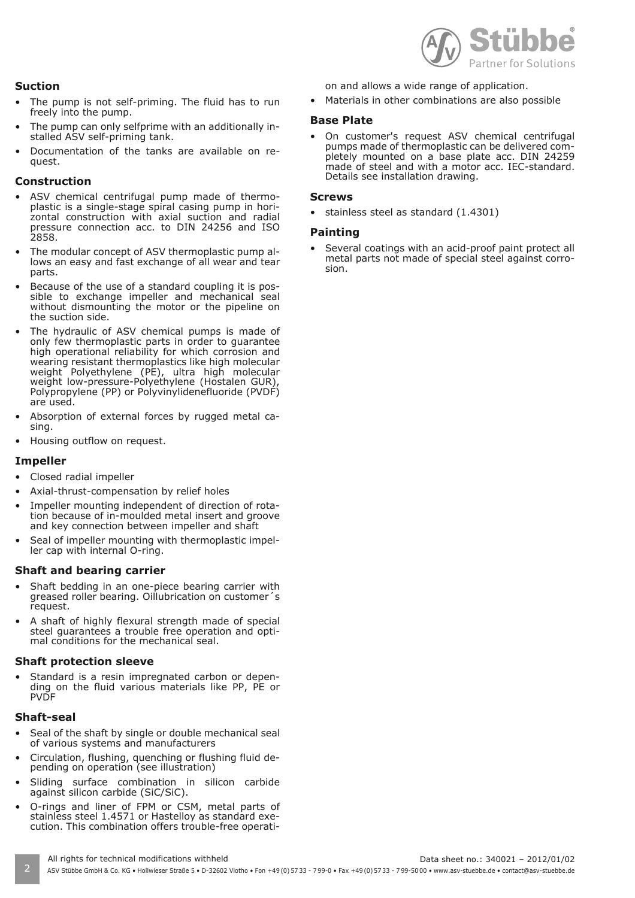## Suction

- The pump is not self-priming. The fluid has to run freely into the pump.
- The pump can only selfprime with an additionally installed ASV self-priming tank.
- Documentation of the tanks are available on request.

## Construction

- ASV chemical centrifugal pump made of thermoplastic is a single-stage spiral casing pump in horizontal construction with axial suction and radial pressure connection acc. to DIN 24256 and ISO 2858.
- The modular concept of ASV thermoplastic pump allows an easy and fast exchange of all wear and tear parts.
- Because of the use of a standard coupling it is possible to exchange impeller and mechanical seal without dismounting the motor or the pipeline on the suction side.
- The hydraulic of ASV chemical pumps is made of only few thermoplastic parts in order to guarantee high operational reliability for which corrosion and wearing resistant thermoplastics like high molecular weight Polyethylene (PE), ultra high molecular weight low-pressure-Polyethylene (Hostalen GUR), Polypropylene (PP) or Polyvinylidenefluoride (PVDF) are used.
- Absorption of external forces by rugged metal casing.
- Housing outflow on request.

## Impeller

- Closed radial impeller
- Axial-thrust-compensation by relief holes
- Impeller mounting independent of direction of rotation because of in-moulded metal insert and groove and key connection between impeller and shaft
- Seal of impeller mounting with thermoplastic impeller cap with internal O-ring.

## Shaft and bearing carrier

- Shaft bedding in an one-piece bearing carrier with greased roller bearing. Oillubrication on customer´s request.
- A shaft of highly flexural strength made of special steel guarantees a trouble free operation and optimal conditions for the mechanical seal.

## Shaft protection sleeve

- Standard is a resin impregnated carbon or depending on the fluid various materials like PP, PE or PVDF

## Shaft-seal

- Seal of the shaft by single or double mechanical seal of various systems and manufacturers
- Circulation, flushing, quenching or flushing fluid depending on operation (see illustration)
- Sliding surface combination in silicon carbide against silicon carbide (SiC/SiC).
- O-rings and liner of FPM or CSM, metal parts of stainless steel 1.4571 or Hastelloy as standard execution. This combination offers trouble-free operation and allows a wide range of application.
- Materials in other combinations are also possible

## Base Plate

- On customer's request ASV chemical centrifugal pumps made of thermoplastic can be delivered completely mounted on a base plate acc. DIN 24259 made of steel and with a motor acc. IEC-standard. Details see installation drawing.

## Screws

- stainless steel as standard (1.4301)

## Painting

- Several coatings with an acid-proof paint protect all metal parts not made of special steel against corrosion.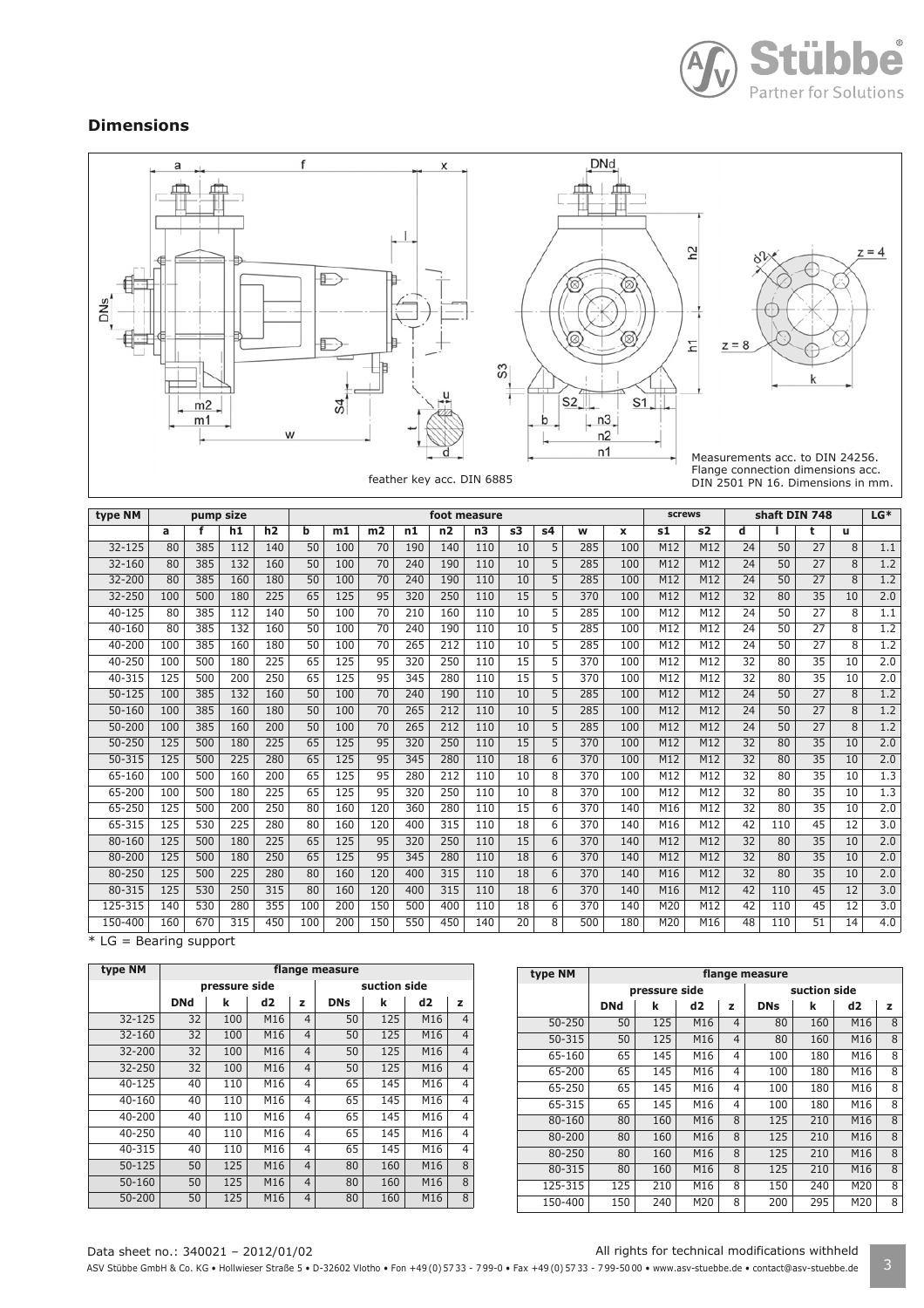## Dimensions

feather key acc. DIN 6885

Measurements acc. to DIN 24256. Flange connection dimensions acc. DIN 2501 PN 16. Dimensions in mm.

| type NM | pump size | | | | foot measure | | | | | | | | | | screws | | shaft DIN 748 | | | | LG* |
|---|---|---|---|---|---|---|---|---|---|---|---|---|---|---|---|---|---|---|---|---|---|
| | a | f | h1 | h2 | b | m1 | m2 | n1 | n2 | n3 | s3 | s4 | w | x | s1 | s2 | d | l | t | u | |
| 32-125 | 80 | 385 | 112 | 140 | 50 | 100 | 70 | 190 | 140 | 110 | 10 | 5 | 285 | 100 | M12 | M12 | 24 | 50 | 27 | 8 | 1.1 |
| 32-160 | 80 | 385 | 132 | 160 | 50 | 100 | 70 | 240 | 190 | 110 | 10 | 5 | 285 | 100 | M12 | M12 | 24 | 50 | 27 | 8 | 1.2 |
| 32-200 | 80 | 385 | 160 | 180 | 50 | 100 | 70 | 240 | 190 | 110 | 10 | 5 | 285 | 100 | M12 | M12 | 24 | 50 | 27 | 8 | 1.2 |
| 32-250 | 100 | 500 | 180 | 225 | 65 | 125 | 95 | 320 | 250 | 110 | 15 | 5 | 370 | 100 | M12 | M12 | 32 | 80 | 35 | 10 | 2.0 |
| 40-125 | 80 | 385 | 112 | 140 | 50 | 100 | 70 | 210 | 160 | 110 | 10 | 5 | 285 | 100 | M12 | M12 | 24 | 50 | 27 | 8 | 1.1 |
| 40-160 | 80 | 385 | 132 | 160 | 50 | 100 | 70 | 240 | 190 | 110 | 10 | 5 | 285 | 100 | M12 | M12 | 24 | 50 | 27 | 8 | 1.2 |
| 40-200 | 100 | 385 | 160 | 180 | 50 | 100 | 70 | 265 | 212 | 110 | 10 | 5 | 285 | 100 | M12 | M12 | 24 | 50 | 27 | 8 | 1.2 |
| 40-250 | 100 | 500 | 180 | 225 | 65 | 125 | 95 | 320 | 250 | 110 | 15 | 5 | 370 | 100 | M12 | M12 | 32 | 80 | 35 | 10 | 2.0 |
| 40-315 | 125 | 500 | 200 | 250 | 65 | 125 | 95 | 345 | 280 | 110 | 15 | 5 | 370 | 100 | M12 | M12 | 32 | 80 | 35 | 10 | 2.0 |
| 50-125 | 100 | 385 | 132 | 160 | 50 | 100 | 70 | 240 | 190 | 110 | 10 | 5 | 285 | 100 | M12 | M12 | 24 | 50 | 27 | 8 | 1.2 |
| 50-160 | 100 | 385 | 160 | 180 | 50 | 100 | 70 | 265 | 212 | 110 | 10 | 5 | 285 | 100 | M12 | M12 | 24 | 50 | 27 | 8 | 1.2 |
| 50-200 | 100 | 385 | 160 | 200 | 50 | 100 | 70 | 265 | 212 | 110 | 10 | 5 | 285 | 100 | M12 | M12 | 24 | 50 | 27 | 8 | 1.2 |
| 50-250 | 125 | 500 | 180 | 225 | 65 | 125 | 95 | 320 | 250 | 110 | 15 | 5 | 370 | 100 | M12 | M12 | 32 | 80 | 35 | 10 | 2.0 |
| 50-315 | 125 | 500 | 225 | 280 | 65 | 125 | 95 | 345 | 280 | 110 | 18 | 6 | 370 | 100 | M12 | M12 | 32 | 80 | 35 | 10 | 2.0 |
| 65-160 | 100 | 500 | 160 | 200 | 65 | 125 | 95 | 280 | 212 | 110 | 10 | 8 | 370 | 100 | M12 | M12 | 32 | 80 | 35 | 10 | 1.3 |
| 65-200 | 100 | 500 | 180 | 225 | 65 | 125 | 95 | 320 | 250 | 110 | 10 | 8 | 370 | 100 | M12 | M12 | 32 | 80 | 35 | 10 | 1.3 |
| 65-250 | 125 | 500 | 200 | 250 | 80 | 160 | 120 | 360 | 280 | 110 | 15 | 6 | 370 | 140 | M16 | M12 | 32 | 80 | 35 | 10 | 2.0 |
| 65-315 | 125 | 530 | 225 | 280 | 80 | 160 | 120 | 400 | 315 | 110 | 18 | 6 | 370 | 140 | M16 | M12 | 42 | 110 | 45 | 12 | 3.0 |
| 80-160 | 125 | 500 | 180 | 225 | 65 | 125 | 95 | 320 | 250 | 110 | 15 | 6 | 370 | 140 | M12 | M12 | 32 | 80 | 35 | 10 | 2.0 |
| 80-200 | 125 | 500 | 180 | 250 | 65 | 125 | 95 | 345 | 280 | 110 | 18 | 6 | 370 | 140 | M12 | M12 | 32 | 80 | 35 | 10 | 2.0 |
| 80-250 | 125 | 500 | 225 | 280 | 80 | 160 | 120 | 400 | 315 | 110 | 18 | 6 | 370 | 140 | M16 | M12 | 32 | 80 | 35 | 10 | 2.0 |
| 80-315 | 125 | 530 | 250 | 315 | 80 | 160 | 120 | 400 | 315 | 110 | 18 | 6 | 370 | 140 | M16 | M12 | 42 | 110 | 45 | 12 | 3.0 |
| 125-315 | 140 | 530 | 280 | 355 | 100 | 200 | 150 | 500 | 400 | 110 | 18 | 6 | 370 | 140 | M20 | M12 | 42 | 110 | 45 | 12 | 3.0 |
| 150-400 | 160 | 670 | 315 | 450 | 100 | 200 | 150 | 550 | 450 | 140 | 20 | 8 | 500 | 180 | M20 | M16 | 48 | 110 | 51 | 14 | 4.0 |

* LG = Bearing support

| type NM | flange measure | | | | | | | |
|---|---|---|---|---|---|---|---|---|
| | pressure side | | | | suction side | | | |
| | DNd | k | d2 | z | DNs | k | d2 | z |
| 32-125 | 32 | 100 | M16 | 4 | 50 | 125 | M16 | 4 |
| 32-160 | 32 | 100 | M16 | 4 | 50 | 125 | M16 | 4 |
| 32-200 | 32 | 100 | M16 | 4 | 50 | 125 | M16 | 4 |
| 32-250 | 32 | 100 | M16 | 4 | 50 | 125 | M16 | 4 |
| 40-125 | 40 | 110 | M16 | 4 | 65 | 145 | M16 | 4 |
| 40-160 | 40 | 110 | M16 | 4 | 65 | 145 | M16 | 4 |
| 40-200 | 40 | 110 | M16 | 4 | 65 | 145 | M16 | 4 |
| 40-250 | 40 | 110 | M16 | 4 | 65 | 145 | M16 | 4 |
| 40-315 | 40 | 110 | M16 | 4 | 65 | 145 | M16 | 4 |
| 50-125 | 50 | 125 | M16 | 4 | 80 | 160 | M16 | 8 |
| 50-160 | 50 | 125 | M16 | 4 | 80 | 160 | M16 | 8 |
| 50-200 | 50 | 125 | M16 | 4 | 80 | 160 | M16 | 8 |

| type NM | flange measure | | | | | | | |
|---|---|---|---|---|---|---|---|---|
| | pressure side | | | | suction side | | | |
| | DNd | k | d2 | z | DNs | k | d2 | z |
| 50-250 | 50 | 125 | M16 | 4 | 80 | 160 | M16 | 8 |
| 50-315 | 50 | 125 | M16 | 4 | 80 | 160 | M16 | 8 |
| 65-160 | 65 | 145 | M16 | 4 | 100 | 180 | M16 | 8 |
| 65-200 | 65 | 145 | M16 | 4 | 100 | 180 | M16 | 8 |
| 65-250 | 65 | 145 | M16 | 4 | 100 | 180 | M16 | 8 |
| 65-315 | 65 | 145 | M16 | 4 | 100 | 180 | M16 | 8 |
| 80-160 | 80 | 160 | M16 | 8 | 125 | 210 | M16 | 8 |
| 80-200 | 80 | 160 | M16 | 8 | 125 | 210 | M16 | 8 |
| 80-250 | 80 | 160 | M16 | 8 | 125 | 210 | M16 | 8 |
| 80-315 | 80 | 160 | M16 | 8 | 125 | 210 | M16 | 8 |
| 125-315 | 125 | 210 | M16 | 8 | 150 | 240 | M20 | 8 |
| 150-400 | 150 | 240 | M20 | 8 | 200 | 295 | M20 | 8 |

Data sheet no.: 340021 – 2012/01/02

All rights for technical modifications withheld

ASV Stübbe GmbH & Co. KG • Hollwieser Straße 5 • D-32602 Vlotho • Fon +49 (0) 57 33 - 7 99-0 • Fax +49 (0) 57 33 - 7 99-50 00 • www.asv-stuebbe.de • contact@asv-stuebbe.de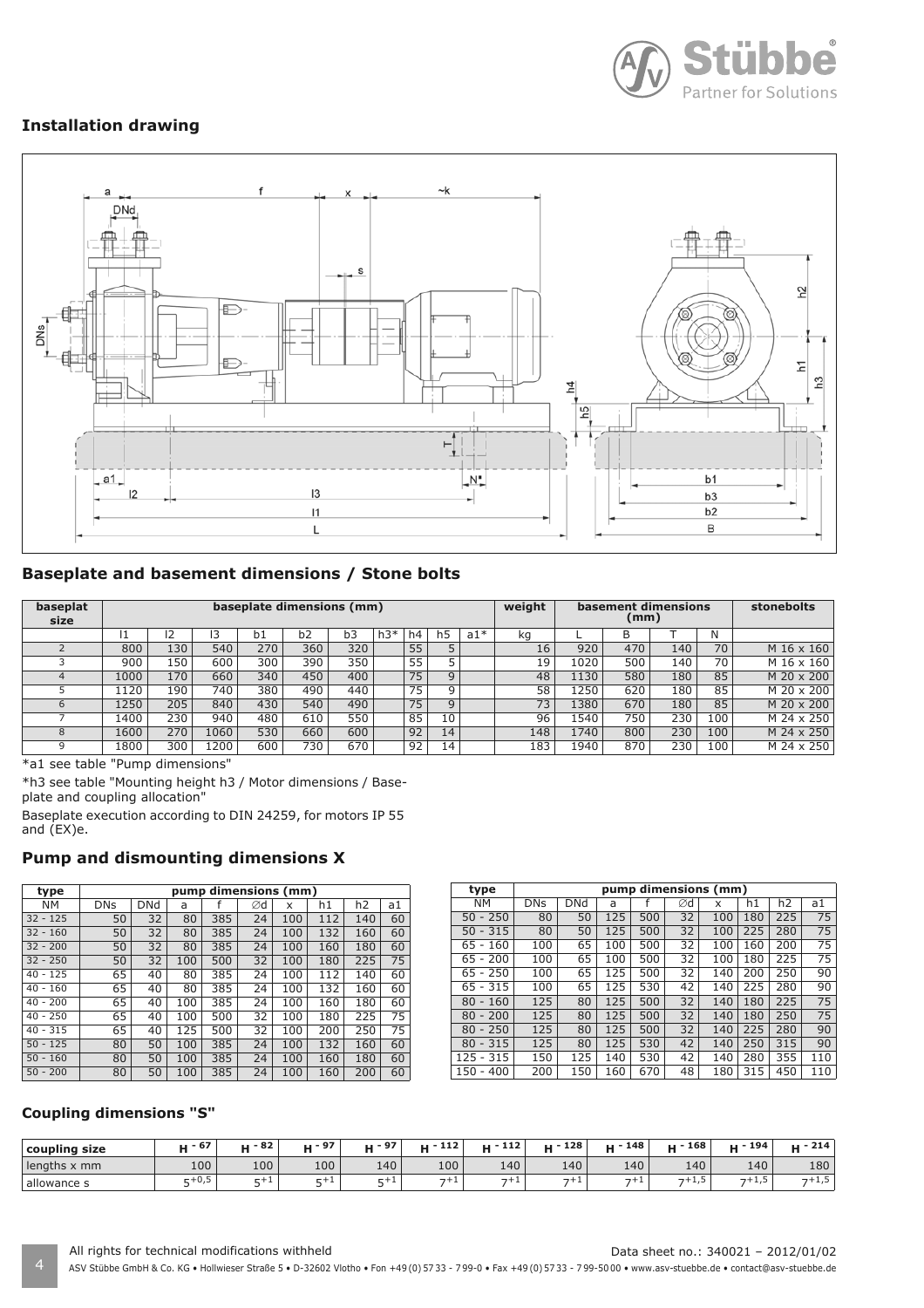## Installation drawing

## Baseplate and basement dimensions / Stone bolts

| baseplat size | baseplate dimensions (mm) | | | | | | | | | | weight | basement dimensions (mm) | | | | stonebolts |
|---|---|---|---|---|---|---|---|---|---|---|---|---|---|---|---|---|
| | l1 | l2 | l3 | b1 | b2 | b3 | h3* | h4 | h5 | a1* | kg | L | B | T | N | |
| 2 | 800 | 130 | 540 | 270 | 360 | 320 | | 55 | 5 | | 16 | 920 | 470 | 140 | 70 | M 16 x 160 |
| 3 | 900 | 150 | 600 | 300 | 390 | 350 | | 55 | 5 | | 19 | 1020 | 500 | 140 | 70 | M 16 x 160 |
| 4 | 1000 | 170 | 660 | 340 | 450 | 400 | | 75 | 9 | | 48 | 1130 | 580 | 180 | 85 | M 20 x 200 |
| 5 | 1120 | 190 | 740 | 380 | 490 | 440 | | 75 | 9 | | 58 | 1250 | 620 | 180 | 85 | M 20 x 200 |
| 6 | 1250 | 205 | 840 | 430 | 540 | 490 | | 75 | 9 | | 73 | 1380 | 670 | 180 | 85 | M 20 x 200 |
| 7 | 1400 | 230 | 940 | 480 | 610 | 550 | | 85 | 10 | | 96 | 1540 | 750 | 230 | 100 | M 24 x 250 |
| 8 | 1600 | 270 | 1060 | 530 | 660 | 600 | | 92 | 14 | | 148 | 1740 | 800 | 230 | 100 | M 24 x 250 |
| 9 | 1800 | 300 | 1200 | 600 | 730 | 670 | | 92 | 14 | | 183 | 1940 | 870 | 230 | 100 | M 24 x 250 |

*a1 see table "Pump dimensions"

*h3 see table "Mounting height h3 / Motor dimensions / Baseplate and coupling allocation"

Baseplate execution according to DIN 24259, for motors IP 55 and (EX)e.

## Pump and dismounting dimensions X

| type | pump dimensions (mm) | | | | | | | | |
|---|---|---|---|---|---|---|---|---|---|
| NM | DNs | DNd | a | f | ∅d | x | h1 | h2 | a1 |
| 32 - 125 | 50 | 32 | 80 | 385 | 24 | 100 | 112 | 140 | 60 |
| 32 - 160 | 50 | 32 | 80 | 385 | 24 | 100 | 132 | 160 | 60 |
| 32 - 200 | 50 | 32 | 80 | 385 | 24 | 100 | 160 | 180 | 60 |
| 32 - 250 | 50 | 32 | 100 | 500 | 32 | 100 | 180 | 225 | 75 |
| 40 - 125 | 65 | 40 | 80 | 385 | 24 | 100 | 112 | 140 | 60 |
| 40 - 160 | 65 | 40 | 80 | 385 | 24 | 100 | 132 | 160 | 60 |
| 40 - 200 | 65 | 40 | 100 | 385 | 24 | 100 | 160 | 180 | 60 |
| 40 - 250 | 65 | 40 | 100 | 500 | 32 | 100 | 180 | 225 | 75 |
| 40 - 315 | 65 | 40 | 125 | 500 | 32 | 100 | 200 | 250 | 75 |
| 50 - 125 | 80 | 50 | 100 | 385 | 24 | 100 | 132 | 160 | 60 |
| 50 - 160 | 80 | 50 | 100 | 385 | 24 | 100 | 160 | 180 | 60 |
| 50 - 200 | 80 | 50 | 100 | 385 | 24 | 100 | 160 | 200 | 60 |

| type | pump dimensions (mm) | | | | | | | | |
|---|---|---|---|---|---|---|---|---|---|
| NM | DNs | DNd | a | f | ∅d | x | h1 | h2 | a1 |
| 50 - 250 | 80 | 50 | 125 | 500 | 32 | 100 | 180 | 225 | 75 |
| 50 - 315 | 80 | 50 | 125 | 500 | 32 | 100 | 225 | 280 | 75 |
| 65 - 160 | 100 | 65 | 100 | 500 | 32 | 100 | 160 | 200 | 75 |
| 65 - 200 | 100 | 65 | 100 | 500 | 32 | 100 | 180 | 225 | 75 |
| 65 - 250 | 100 | 65 | 125 | 500 | 32 | 140 | 200 | 250 | 90 |
| 65 - 315 | 100 | 65 | 125 | 530 | 42 | 140 | 225 | 280 | 90 |
| 80 - 160 | 125 | 80 | 125 | 500 | 32 | 140 | 180 | 225 | 75 |
| 80 - 200 | 125 | 80 | 125 | 500 | 32 | 140 | 180 | 250 | 75 |
| 80 - 250 | 125 | 80 | 125 | 500 | 32 | 140 | 225 | 280 | 90 |
| 80 - 315 | 125 | 80 | 125 | 530 | 42 | 140 | 250 | 315 | 90 |
| 125 - 315 | 150 | 125 | 140 | 530 | 42 | 140 | 280 | 355 | 110 |
| 150 - 400 | 200 | 150 | 160 | 670 | 48 | 180 | 315 | 450 | 110 |

## Coupling dimensions "S"

| coupling size | H - 67 | H - 82 | H - 97 | H - 97 | H - 112 | H - 112 | H - 128 | H - 148 | H - 168 | H - 194 | H - 214 |
|---|---|---|---|---|---|---|---|---|---|---|---|
| lengths x mm | 100 | 100 | 100 | 140 | 100 | 140 | 140 | 140 | 140 | 140 | 180 |
| allowance s | $5^{+0,5}$ | $5^{+1}$ | $5^{+1}$ | $5^{+1}$ | $7^{+1}$ | $7^{+1}$ | $7^{+1}$ | $7^{+1}$ | $7^{+1,5}$ | $7^{+1,5}$ | $7^{+1,5}$ |

All rights for technical modifications withheld

Data sheet no.: 340021 – 2012/01/02

ASV Stübbe GmbH & Co. KG • Hollwieser Straße 5 • D-32602 Vlotho • Fon +49 (0) 57 33 - 7 99-0 • Fax +49 (0) 57 33 - 7 99-50 00 • www.asv-stuebbe.de • contact@asv-stuebbe.de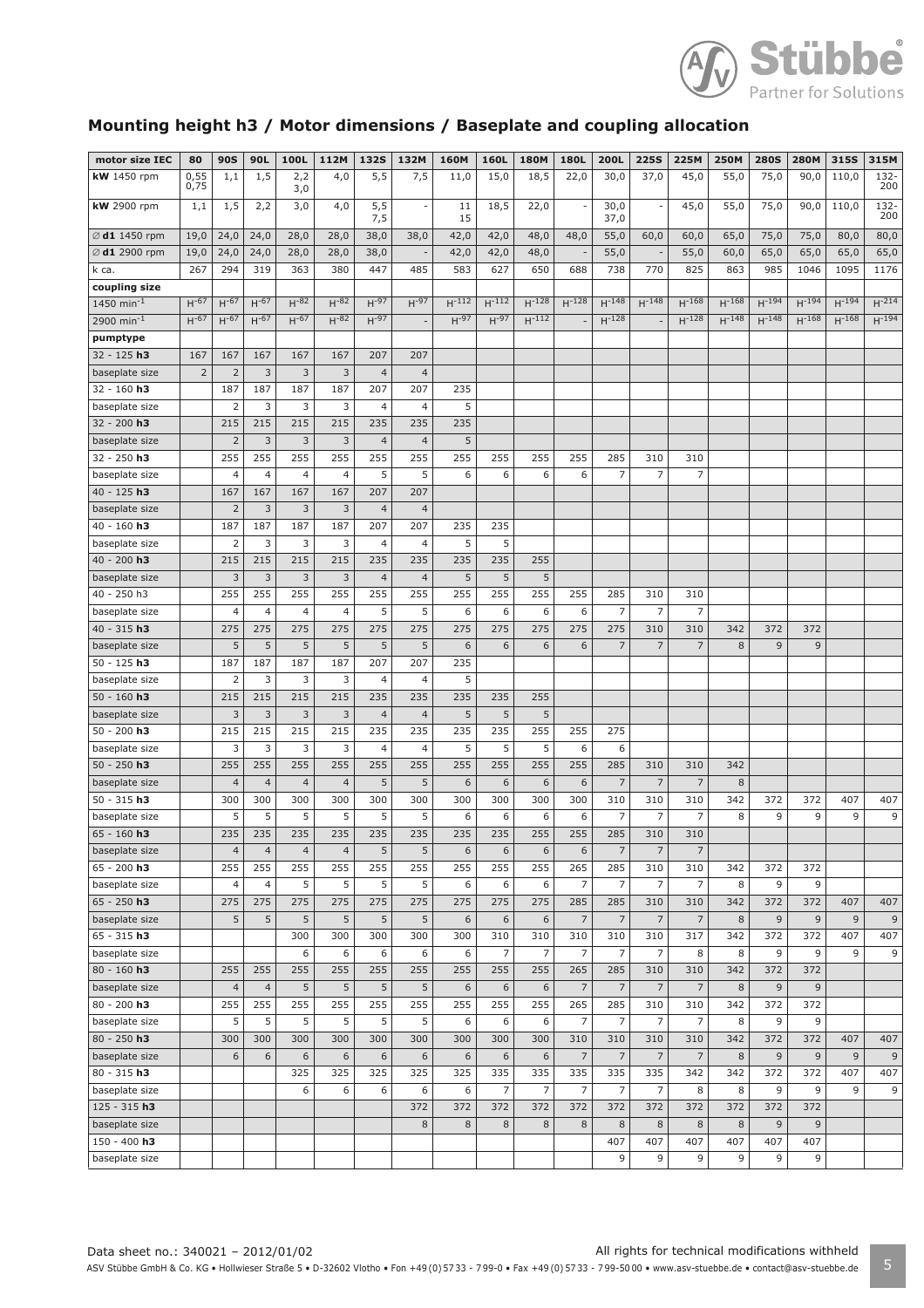## Mounting height h3 / Motor dimensions / Baseplate and coupling allocation

| motor size IEC | 80 | 90S | 90L | 100L | 112M | 132S | 132M | 160M | 160L | 180M | 180L | 200L | 225S | 225M | 250M | 280S | 280M | 315S | 315M |
|---|---|---|---|---|---|---|---|---|---|---|---|---|---|---|---|---|---|---|---|
| **kW** 1450 rpm | 0,55 0,75 | 1,1 | 1,5 | 2,2 3,0 | 4,0 | 5,5 | 7,5 | 11,0 | 15,0 | 18,5 | 22,0 | 30,0 | 37,0 | 45,0 | 55,0 | 75,0 | 90,0 | 110,0 | 132-200 |
| **kW** 2900 rpm | 1,1 | 1,5 | 2,2 | 3,0 | 4,0 | 5,5 7,5 | - | 11 15 | 18,5 | 22,0 | - | 30,0 37,0 | - | 45,0 | 55,0 | 75,0 | 90,0 | 110,0 | 132-200 |
| ∅ **d1** 1450 rpm | 19,0 | 24,0 | 24,0 | 28,0 | 28,0 | 38,0 | 38,0 | 42,0 | 42,0 | 48,0 | 48,0 | 55,0 | 60,0 | 60,0 | 65,0 | 75,0 | 75,0 | 80,0 | 80,0 |
| ∅ **d1** 2900 rpm | 19,0 | 24,0 | 24,0 | 28,0 | 28,0 | 38,0 | - | 42,0 | 42,0 | 48,0 | - | 55,0 | - | 55,0 | 60,0 | 65,0 | 65,0 | 65,0 | 65,0 |
| k ca. | 267 | 294 | 319 | 363 | 380 | 447 | 485 | 583 | 627 | 650 | 688 | 738 | 770 | 825 | 863 | 985 | 1046 | 1095 | 1176 |
| **coupling size** | | | | | | | | | | | | | | | | | | | |
| 1450 $min^{-1}$ | $H^{-67}$ | $H^{-67}$ | $H^{-67}$ | $H^{-82}$ | $H^{-82}$ | $H^{-97}$ | $H^{-97}$ | $H^{-112}$ | $H^{-112}$ | $H^{-128}$ | $H^{-128}$ | $H^{-148}$ | $H^{-148}$ | $H^{-168}$ | $H^{-168}$ | $H^{-194}$ | $H^{-194}$ | $H^{-194}$ | $H^{-214}$ |
| 2900 $min^{-1}$ | $H^{-67}$ | $H^{-67}$ | $H^{-67}$ | $H^{-67}$ | $H^{-82}$ | $H^{-97}$ | - | $H^{-97}$ | $H^{-97}$ | $H^{-112}$ | - | $H^{-128}$ | - | $H^{-128}$ | $H^{-148}$ | $H^{-148}$ | $H^{-168}$ | $H^{-168}$ | $H^{-194}$ |
| **pumptype** | | | | | | | | | | | | | | | | | | | |
| 32 - 125 **h3** | 167 | 167 | 167 | 167 | 167 | 207 | 207 | | | | | | | | | | | | |
| baseplate size | 2 | 2 | 3 | 3 | 3 | 4 | 4 | | | | | | | | | | | | |
| 32 - 160 **h3** | | 187 | 187 | 187 | 187 | 207 | 207 | 235 | | | | | | | | | | | |
| baseplate size | | 2 | 3 | 3 | 3 | 4 | 4 | 5 | | | | | | | | | | | |
| 32 - 200 **h3** | | 215 | 215 | 215 | 215 | 235 | 235 | 235 | | | | | | | | | | | |
| baseplate size | | 2 | 3 | 3 | 3 | 4 | 4 | 5 | | | | | | | | | | | |
| 32 - 250 **h3** | | 255 | 255 | 255 | 255 | 255 | 255 | 255 | 255 | 255 | 255 | 285 | 310 | 310 | | | | | |
| baseplate size | | 4 | 4 | 4 | 4 | 5 | 5 | 6 | 6 | 6 | 6 | 7 | 7 | 7 | | | | | |
| 40 - 125 **h3** | | 167 | 167 | 167 | 167 | 207 | 207 | | | | | | | | | | | | |
| baseplate size | | 2 | 3 | 3 | 3 | 4 | 4 | | | | | | | | | | | | |
| 40 - 160 **h3** | | 187 | 187 | 187 | 187 | 207 | 207 | 235 | 235 | | | | | | | | | | |
| baseplate size | | 2 | 3 | 3 | 3 | 4 | 4 | 5 | 5 | | | | | | | | | | |
| 40 - 200 **h3** | | 215 | 215 | 215 | 215 | 235 | 235 | 235 | 235 | 255 | | | | | | | | | |
| baseplate size | | 3 | 3 | 3 | 3 | 4 | 4 | 5 | 5 | 5 | | | | | | | | | |
| 40 - 250 h3 | | 255 | 255 | 255 | 255 | 255 | 255 | 255 | 255 | 255 | 255 | 285 | 310 | 310 | | | | | |
| baseplate size | | 4 | 4 | 4 | 4 | 5 | 5 | 6 | 6 | 6 | 6 | 7 | 7 | 7 | | | | | |
| 40 - 315 **h3** | | 275 | 275 | 275 | 275 | 275 | 275 | 275 | 275 | 275 | 275 | 275 | 310 | 310 | 342 | 372 | 372 | | |
| baseplate size | | 5 | 5 | 5 | 5 | 5 | 5 | 6 | 6 | 6 | 6 | 7 | 7 | 7 | 8 | 9 | 9 | | |
| 50 - 125 **h3** | | 187 | 187 | 187 | 187 | 207 | 207 | 235 | | | | | | | | | | | |
| baseplate size | | 2 | 3 | 3 | 3 | 4 | 4 | 5 | | | | | | | | | | | |
| 50 - 160 **h3** | | 215 | 215 | 215 | 215 | 235 | 235 | 235 | 235 | 255 | | | | | | | | | |
| baseplate size | | 3 | 3 | 3 | 3 | 4 | 4 | 5 | 5 | 5 | | | | | | | | | |
| 50 - 200 **h3** | | 215 | 215 | 215 | 215 | 235 | 235 | 235 | 235 | 255 | 255 | 275 | | | | | | | |
| baseplate size | | 3 | 3 | 3 | 3 | 4 | 4 | 5 | 5 | 5 | 6 | 6 | | | | | | | |
| 50 - 250 **h3** | | 255 | 255 | 255 | 255 | 255 | 255 | 255 | 255 | 255 | 255 | 285 | 310 | 310 | 342 | | | | |
| baseplate size | | 4 | 4 | 4 | 4 | 5 | 5 | 6 | 6 | 6 | 6 | 7 | 7 | 7 | 8 | | | | |
| 50 - 315 **h3** | | 300 | 300 | 300 | 300 | 300 | 300 | 300 | 300 | 300 | 300 | 310 | 310 | 310 | 342 | 372 | 372 | 407 | 407 |
| baseplate size | | 5 | 5 | 5 | 5 | 5 | 5 | 6 | 6 | 6 | 6 | 7 | 7 | 7 | 8 | 9 | 9 | 9 | 9 |
| 65 - 160 **h3** | | 235 | 235 | 235 | 235 | 235 | 235 | 235 | 235 | 255 | 255 | 285 | 310 | 310 | | | | | |
| baseplate size | | 4 | 4 | 4 | 4 | 5 | 5 | 6 | 6 | 6 | 6 | 7 | 7 | 7 | | | | | |
| 65 - 200 **h3** | | 255 | 255 | 255 | 255 | 255 | 255 | 255 | 255 | 255 | 265 | 285 | 310 | 310 | 342 | 372 | 372 | | |
| baseplate size | | 4 | 4 | 5 | 5 | 5 | 5 | 6 | 6 | 6 | 7 | 7 | 7 | 7 | 8 | 9 | 9 | | |
| 65 - 250 **h3** | | 275 | 275 | 275 | 275 | 275 | 275 | 275 | 275 | 275 | 285 | 285 | 310 | 310 | 342 | 372 | 372 | 407 | 407 |
| baseplate size | | 5 | 5 | 5 | 5 | 5 | 5 | 6 | 6 | 6 | 7 | 7 | 7 | 7 | 8 | 9 | 9 | 9 | 9 |
| 65 - 315 **h3** | | | | 300 | 300 | 300 | 300 | 300 | 310 | 310 | 310 | 310 | 310 | 317 | 342 | 372 | 372 | 407 | 407 |
| baseplate size | | | | 6 | 6 | 6 | 6 | 6 | 7 | 7 | 7 | 7 | 7 | 8 | 8 | 9 | 9 | 9 | 9 |
| 80 - 160 **h3** | | 255 | 255 | 255 | 255 | 255 | 255 | 255 | 255 | 255 | 265 | 285 | 310 | 310 | 342 | 372 | 372 | | |
| baseplate size | | 4 | 4 | 5 | 5 | 5 | 5 | 6 | 6 | 6 | 7 | 7 | 7 | 7 | 8 | 9 | 9 | | |
| 80 - 200 **h3** | | 255 | 255 | 255 | 255 | 255 | 255 | 255 | 255 | 255 | 265 | 285 | 310 | 310 | 342 | 372 | 372 | | |
| baseplate size | | 5 | 5 | 5 | 5 | 5 | 5 | 6 | 6 | 6 | 7 | 7 | 7 | 7 | 8 | 9 | 9 | | |
| 80 - 250 **h3** | | 300 | 300 | 300 | 300 | 300 | 300 | 300 | 300 | 300 | 310 | 310 | 310 | 310 | 342 | 372 | 372 | 407 | 407 |
| baseplate size | | 6 | 6 | 6 | 6 | 6 | 6 | 6 | 6 | 6 | 7 | 7 | 7 | 7 | 8 | 9 | 9 | 9 | 9 |
| 80 - 315 **h3** | | | | 325 | 325 | 325 | 325 | 325 | 335 | 335 | 335 | 335 | 335 | 342 | 342 | 372 | 372 | 407 | 407 |
| baseplate size | | | | 6 | 6 | 6 | 6 | 6 | 7 | 7 | 7 | 7 | 7 | 8 | 8 | 9 | 9 | 9 | 9 |
| 125 - 315 **h3** | | | | | | | 372 | 372 | 372 | 372 | 372 | 372 | 372 | 372 | 372 | 372 | 372 | | |
| baseplate size | | | | | | | 8 | 8 | 8 | 8 | 8 | 8 | 8 | 8 | 8 | 9 | 9 | | |
| 150 - 400 **h3** | | | | | | | | | | | | 407 | 407 | 407 | 407 | 407 | 407 | | |
| baseplate size | | | | | | | | | | | | 9 | 9 | 9 | 9 | 9 | 9 | | |

Data sheet no.: 340021 – 2012/01/02

All rights for technical modifications withheld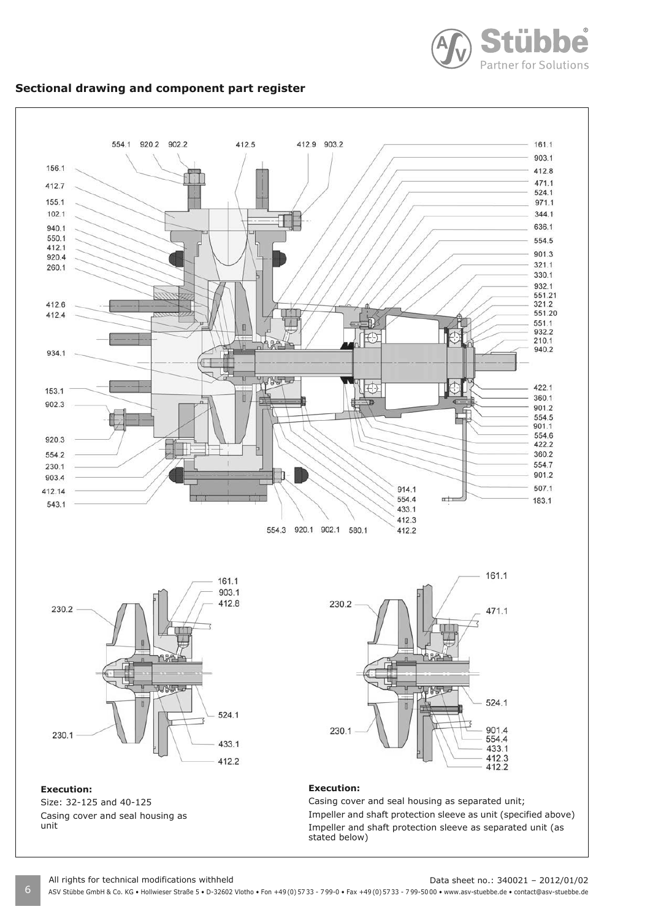## Sectional drawing and component part register

554.1 920.2 902.2 412.5 412.9 903.2

156.1, 412.7, 155.1, 102.1, 940.1, 550.1, 412.1, 920.4, 260.1, 412.6, 412.4, 934.1, 153.1, 902.3, 920.3, 554.2, 230.1, 903.4, 412.14, 543.1

161.1, 903.1, 412.8, 471.1, 524.1, 971.1, 344.1, 636.1, 554.5, 901.3, 321.1, 330.1, 932.1, 551.21, 321.2, 551.20, 551.1, 932.2, 210.1, 940.2, 422.1, 360.1, 901.2, 554.5, 901.1, 554.6, 422.2, 360.2, 554.7, 901.2, 507.1, 183.1

914.1, 554.4, 433.1, 412.3, 412.2

554.3 920.1 902.1 580.1

161.1, 903.1, 412.8, 230.2, 524.1, 230.1, 433.1, 412.2

161.1, 230.2, 471.1, 524.1, 230.1, 901.4, 554.4, 433.1, 412.3, 412.2

**Execution:**

Size: 32-125 and 40-125

Casing cover and seal housing as unit

**Execution:**

Casing cover and seal housing as separated unit;

Impeller and shaft protection sleeve as unit (specified above)

Impeller and shaft protection sleeve as separated unit (as stated below)

All rights for technical modifications withheld

Data sheet no.: 340021 – 2012/01/02

ASV Stübbe GmbH & Co. KG • Hollwieser Straße 5 • D-32602 Vlotho • Fon +49 (0) 57 33 - 7 99-0 • Fax +49 (0) 57 33 - 7 99-50 00 • www.asv-stuebbe.de • contact@asv-stuebbe.de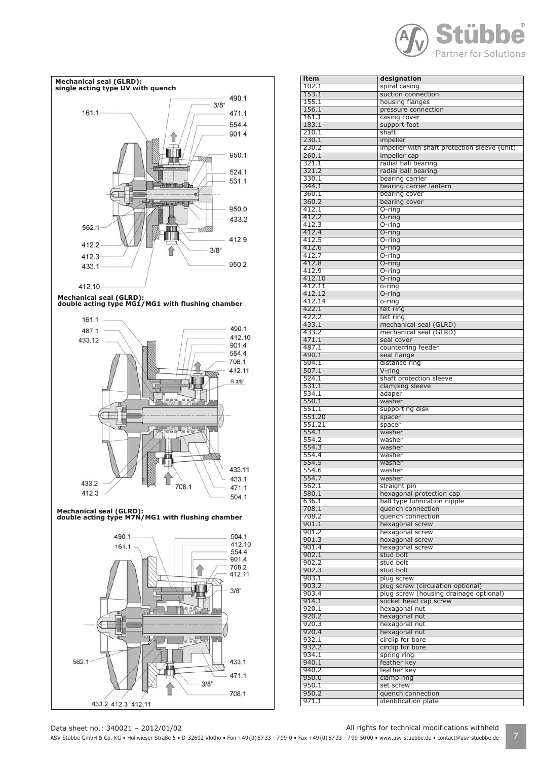**Mechanical seal (GLRD): single acting type UV with quench**

**Mechanical seal (GLRD): double acting type MG1/MG1 with flushing chamber**

**Mechanical seal (GLRD): double acting type M7N/MG1 with flushing chamber**

| item | designation |
|---|---|
| 102.1 | spiral casing |
| 153.1 | suction connection |
| 155.1 | housing flanges |
| 156.1 | pressure connection |
| 161.1 | casing cover |
| 183.1 | support foot |
| 210.1 | shaft |
| 230.1 | impeller |
| 230.2 | impeller with shaft protection sleeve (unit) |
| 260.1 | impeller cap |
| 321.1 | radial ball bearing |
| 321.2 | radial ball bearing |
| 330.1 | bearing carrier |
| 344.1 | bearing carrier lantern |
| 360.1 | bearing cover |
| 360.2 | bearing cover |
| 412.1 | O-ring |
| 412.2 | O-ring |
| 412.3 | O-ring |
| 412.4 | O-ring |
| 412.5 | O-ring |
| 412.6 | O-ring |
| 412.7 | O-ring |
| 412.8 | O-ring |
| 412.9 | O-ring |
| 412.10 | O-ring |
| 412.11 | o-ring |
| 412.12 | O-ring |
| 412.14 | o-ring |
| 422.1 | felt ring |
| 422.2 | felt ring |
| 433.1 | mechanical seal (GLRD) |
| 433.2 | mechanical seal (GLRD) |
| 471.1 | seal cover |
| 487.1 | counterring feeder |
| 490.1 | seal flange |
| 504.1 | distance ring |
| 507.1 | V-ring |
| 524.1 | shaft protection sleeve |
| 531.1 | clamping sleeve |
| 534.1 | adaper |
| 550.1 | washer |
| 551.1 | supporting disk |
| 551.20 | spacer |
| 551.21 | spacer |
| 554.1 | washer |
| 554.2 | washer |
| 554.3 | washer |
| 554.4 | washer |
| 554.5 | washer |
| 554.6 | washer |
| 554.7 | washer |
| 562.1 | straight pin |
| 580.1 | hexagonal protection cap |
| 636.1 | ball type lubrication nipple |
| 708.1 | quench connection |
| 708.2 | quench connection |
| 901.1 | hexagonal screw |
| 901.2 | hexagonal screw |
| 901.3 | hexagonal screw |
| 901.4 | hexagonal screw |
| 902.1 | stud bolt |
| 902.2 | stud bolt |
| 902.3 | stud bolt |
| 903.1 | plug screw |
| 903.2 | plug screw (circulation optional) |
| 903.4 | plug screw (housing drainage optional) |
| 914.1 | socket head cap screw |
| 920.1 | hexagonal nut |
| 920.2 | hexagonal nut |
| 920.3 | hexagonal nut |
| 920.4 | hexagonal nut |
| 932.1 | circlip for bore |
| 932.2 | circlip for bore |
| 934.1 | spring ring |
| 940.1 | feather key |
| 940.2 | feather key |
| 950.0 | clamp ring |
| 950.1 | set screw |
| 950.2 | quench connection |
| 971.1 | identification plate |

Data sheet no.: 340021 – 2012/01/02

All rights for technical modifications withheld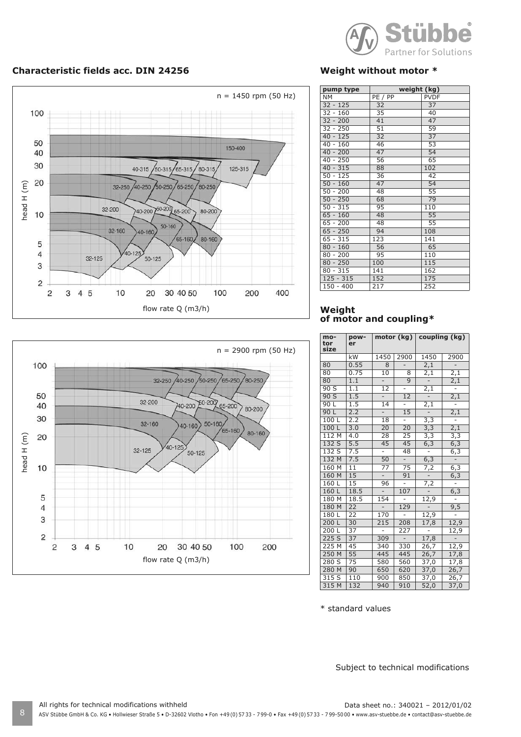## Characteristic fields acc. DIN 24256

n = 1450 rpm (50 Hz)

head H (m)

100
50
40
30
20
10
5
4
3
2

150-400
40-315
50-315
65-315
80-315
125-315
32-250
40-250
50-250
65-250
80-250
32-200
40-200
50-200
65-200
80-200
50-160
32-160
40-160
65-160
80-160
40-125
32-125
50-125

2 3 4 5 10 20 30 40 50 100 200 400

flow rate Q (m3/h)

n = 2900 rpm (50 Hz)

head H (m)

100
50
40
30
20
10
5
4
3
2

32-250
40-250
50-250
65-250
80-250
32-200
40-200
50-200
65-200
80-200
32-160
40-160
50-160
65-160
80-160
32-125
40-125
50-125

2 3 4 5 10 20 30 40 50 100 200

flow rate Q (m3/h)

## Weight without motor *

| pump type | weight (kg) | |
|---|---|---|
| NM | PE / PP | PVDF |
| 32 - 125 | 32 | 37 |
| 32 - 160 | 35 | 40 |
| 32 - 200 | 41 | 47 |
| 32 - 250 | 51 | 59 |
| 40 - 125 | 32 | 37 |
| 40 - 160 | 46 | 53 |
| 40 - 200 | 47 | 54 |
| 40 - 250 | 56 | 65 |
| 40 - 315 | 88 | 102 |
| 50 - 125 | 36 | 42 |
| 50 - 160 | 47 | 54 |
| 50 - 200 | 48 | 55 |
| 50 - 250 | 68 | 79 |
| 50 - 315 | 95 | 110 |
| 65 - 160 | 48 | 55 |
| 65 - 200 | 48 | 55 |
| 65 - 250 | 94 | 108 |
| 65 - 315 | 123 | 141 |
| 80 - 160 | 56 | 65 |
| 80 - 200 | 95 | 110 |
| 80 - 250 | 100 | 115 |
| 80 - 315 | 141 | 162 |
| 125 - 315 | 152 | 175 |
| 150 - 400 | 217 | 252 |

## Weight of motor and coupling*

| motor size | power | motor (kg) | | coupling (kg) | |
|---|---|---|---|---|---|
| | kW | 1450 | 2900 | 1450 | 2900 |
| 80 | 0.55 | 8 | - | 2,1 | - |
| 80 | 0.75 | 10 | 8 | 2,1 | 2,1 |
| 80 | 1.1 | - | 9 | - | 2,1 |
| 90 S | 1.1 | 12 | - | 2,1 | - |
| 90 S | 1.5 | - | 12 | - | 2,1 |
| 90 L | 1.5 | 14 | - | 2,1 | - |
| 90 L | 2.2 | - | 15 | - | 2,1 |
| 100 L | 2.2 | 18 | - | 3,3 | - |
| 100 L | 3.0 | 20 | 20 | 3,3 | 2,1 |
| 112 M | 4.0 | 28 | 25 | 3,3 | 3,3 |
| 132 S | 5.5 | 45 | 45 | 6,3 | 6,3 |
| 132 S | 7.5 | - | 48 | - | 6,3 |
| 132 M | 7.5 | 50 | - | 6,3 | - |
| 160 M | 11 | 77 | 75 | 7,2 | 6,3 |
| 160 M | 15 | - | 91 | - | 6,3 |
| 160 L | 15 | 96 | - | 7,2 | - |
| 160 L | 18.5 | - | 107 | - | 6,3 |
| 180 M | 18.5 | 154 | - | 12,9 | - |
| 180 M | 22 | - | 129 | - | 9,5 |
| 180 L | 22 | 170 | - | 12,9 | - |
| 200 L | 30 | 215 | 208 | 17,8 | 12,9 |
| 200 L | 37 | - | 227 | - | 12,9 |
| 225 S | 37 | 309 | - | 17,8 | - |
| 225 M | 45 | 340 | 330 | 26,7 | 12,9 |
| 250 M | 55 | 445 | 445 | 26,7 | 17,8 |
| 280 S | 75 | 580 | 560 | 37,0 | 17,8 |
| 280 M | 90 | 650 | 620 | 37,0 | 26,7 |
| 315 S | 110 | 900 | 850 | 37,0 | 26,7 |
| 315 M | 132 | 940 | 910 | 52,0 | 37,0 |

* standard values

Subject to technical modifications